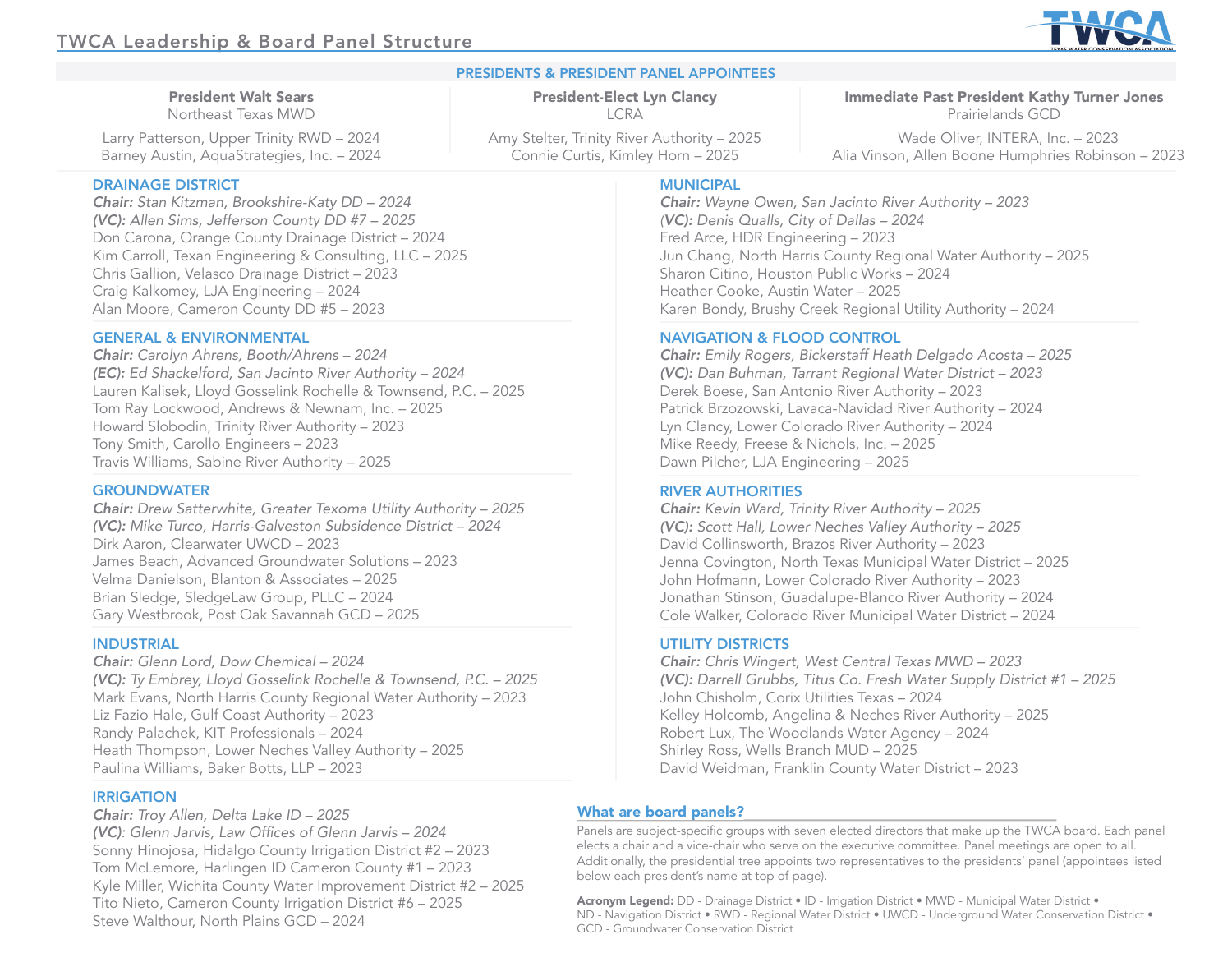# TWCA Leadership & Board Panel Structure

## PRESIDENTS & PRESIDENT PANEL APPOINTEES

**President Walt Sears**
Northeast Texas MWD

Larry Patterson, Upper Trinity RWD – 2024
Barney Austin, AquaStrategies, Inc. – 2024

**President-Elect Lyn Clancy**
LCRA

Amy Stelter, Trinity River Authority – 2025
Connie Curtis, Kimley Horn – 2025

**Immediate Past President Kathy Turner Jones**
Prairielands GCD

Wade Oliver, INTERA, Inc. – 2023
Alia Vinson, Allen Boone Humphries Robinson – 2023

## DRAINAGE DISTRICT

***Chair:** Stan Kitzman, Brookshire-Katy DD – 2024*
***(VC):** Allen Sims, Jefferson County DD #7 – 2025*
Don Carona, Orange County Drainage District – 2024
Kim Carroll, Texan Engineering & Consulting, LLC – 2025
Chris Gallion, Velasco Drainage District – 2023
Craig Kalkomey, LJA Engineering – 2024
Alan Moore, Cameron County DD #5 – 2023

## GENERAL & ENVIRONMENTAL

***Chair:** Carolyn Ahrens, Booth/Ahrens – 2024*
***(EC):** Ed Shackelford, San Jacinto River Authority – 2024*
Lauren Kalisek, Lloyd Gosselink Rochelle & Townsend, P.C. – 2025
Tom Ray Lockwood, Andrews & Newnam, Inc. – 2025
Howard Slobodin, Trinity River Authority – 2023
Tony Smith, Carollo Engineers – 2023
Travis Williams, Sabine River Authority – 2025

## GROUNDWATER

***Chair:** Drew Satterwhite, Greater Texoma Utility Authority – 2025*
***(VC):** Mike Turco, Harris-Galveston Subsidence District – 2024*
Dirk Aaron, Clearwater UWCD – 2023
James Beach, Advanced Groundwater Solutions – 2023
Velma Danielson, Blanton & Associates – 2025
Brian Sledge, SledgeLaw Group, PLLC – 2024
Gary Westbrook, Post Oak Savannah GCD – 2025

## INDUSTRIAL

***Chair:** Glenn Lord, Dow Chemical – 2024*
***(VC):** Ty Embrey, Lloyd Gosselink Rochelle & Townsend, P.C. – 2025*
Mark Evans, North Harris County Regional Water Authority – 2023
Liz Fazio Hale, Gulf Coast Authority – 2023
Randy Palachek, KIT Professionals – 2024
Heath Thompson, Lower Neches Valley Authority – 2025
Paulina Williams, Baker Botts, LLP – 2023

## IRRIGATION

***Chair:** Troy Allen, Delta Lake ID – 2025*
***(VC):** Glenn Jarvis, Law Offices of Glenn Jarvis – 2024*
Sonny Hinojosa, Hidalgo County Irrigation District #2 – 2023
Tom McLemore, Harlingen ID Cameron County #1 – 2023
Kyle Miller, Wichita County Water Improvement District #2 – 2025
Tito Nieto, Cameron County Irrigation District #6 – 2025
Steve Walthour, North Plains GCD – 2024

## MUNICIPAL

***Chair:** Wayne Owen, San Jacinto River Authority – 2023*
***(VC):** Denis Qualls, City of Dallas – 2024*
Fred Arce, HDR Engineering – 2023
Jun Chang, North Harris County Regional Water Authority – 2025
Sharon Citino, Houston Public Works – 2024
Heather Cooke, Austin Water – 2025
Karen Bondy, Brushy Creek Regional Utility Authority – 2024

## NAVIGATION & FLOOD CONTROL

***Chair:** Emily Rogers, Bickerstaff Heath Delgado Acosta – 2025*
***(VC):** Dan Buhman, Tarrant Regional Water District – 2023*
Derek Boese, San Antonio River Authority – 2023
Patrick Brzozowski, Lavaca-Navidad River Authority – 2024
Lyn Clancy, Lower Colorado River Authority – 2024
Mike Reedy, Freese & Nichols, Inc. – 2025
Dawn Pilcher, LJA Engineering – 2025

## RIVER AUTHORITIES

***Chair:** Kevin Ward, Trinity River Authority – 2025*
***(VC):** Scott Hall, Lower Neches Valley Authority – 2025*
David Collinsworth, Brazos River Authority – 2023
Jenna Covington, North Texas Municipal Water District – 2025
John Hofmann, Lower Colorado River Authority – 2023
Jonathan Stinson, Guadalupe-Blanco River Authority – 2024
Cole Walker, Colorado River Municipal Water District – 2024

## UTILITY DISTRICTS

***Chair:** Chris Wingert, West Central Texas MWD – 2023*
***(VC):** Darrell Grubbs, Titus Co. Fresh Water Supply District #1 – 2025*
John Chisholm, Corix Utilities Texas – 2024
Kelley Holcomb, Angelina & Neches River Authority – 2025
Robert Lux, The Woodlands Water Agency – 2024
Shirley Ross, Wells Branch MUD – 2025
David Weidman, Franklin County Water District – 2023

### What are board panels?

Panels are subject-specific groups with seven elected directors that make up the TWCA board. Each panel elects a chair and a vice-chair who serve on the executive committee. Panel meetings are open to all. Additionally, the presidential tree appoints two representatives to the presidents' panel (appointees listed below each president's name at top of page).

**Acronym Legend:** DD - Drainage District • ID - Irrigation District • MWD - Municipal Water District • ND - Navigation District • RWD - Regional Water District • UWCD - Underground Water Conservation District • GCD - Groundwater Conservation District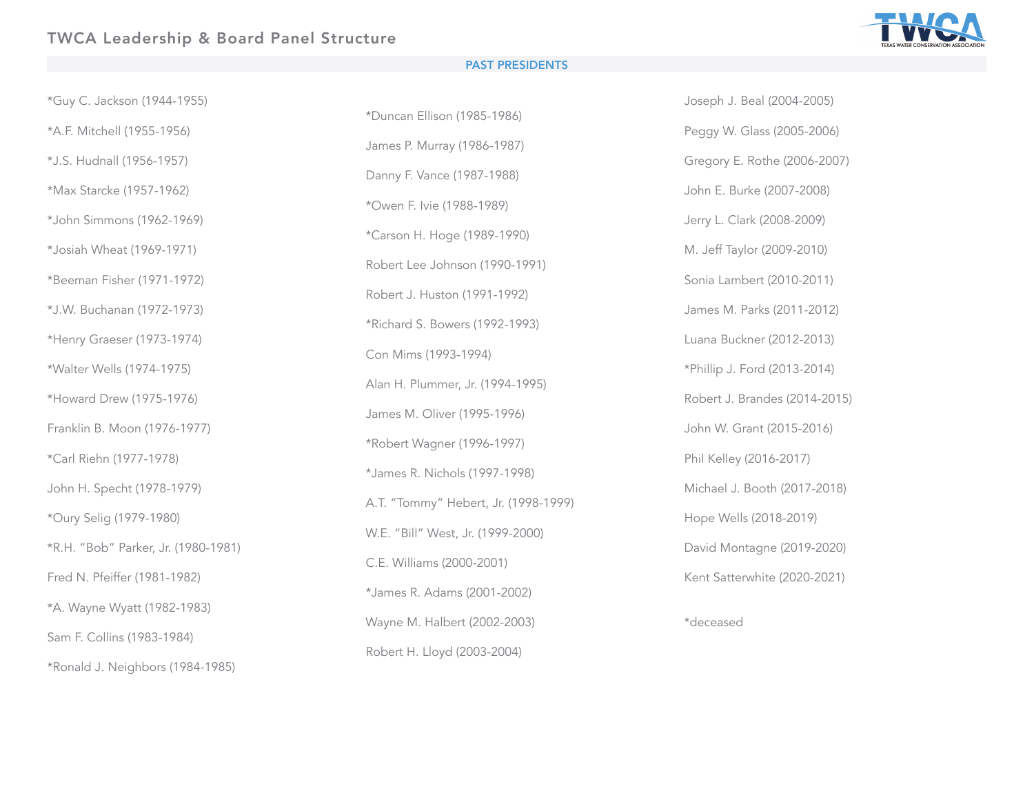## PAST PRESIDENTS

*Guy C. Jackson (1944-1955)

*A.F. Mitchell (1955-1956)

*J.S. Hudnall (1956-1957)

*Max Starcke (1957-1962)

*John Simmons (1962-1969)

*Josiah Wheat (1969-1971)

*Beeman Fisher (1971-1972)

*J.W. Buchanan (1972-1973)

*Henry Graeser (1973-1974)

*Walter Wells (1974-1975)

*Howard Drew (1975-1976)

Franklin B. Moon (1976-1977)

*Carl Riehn (1977-1978)

John H. Specht (1978-1979)

*Oury Selig (1979-1980)

*R.H. “Bob” Parker, Jr. (1980-1981)

Fred N. Pfeiffer (1981-1982)

*A. Wayne Wyatt (1982-1983)

Sam F. Collins (1983-1984)

*Ronald J. Neighbors (1984-1985)

*Duncan Ellison (1985-1986)

James P. Murray (1986-1987)

Danny F. Vance (1987-1988)

*Owen F. Ivie (1988-1989)

*Carson H. Hoge (1989-1990)

Robert Lee Johnson (1990-1991)

Robert J. Huston (1991-1992)

*Richard S. Bowers (1992-1993)

Con Mims (1993-1994)

Alan H. Plummer, Jr. (1994-1995)

James M. Oliver (1995-1996)

*Robert Wagner (1996-1997)

*James R. Nichols (1997-1998)

A.T. “Tommy” Hebert, Jr. (1998-1999)

W.E. “Bill” West, Jr. (1999-2000)

C.E. Williams (2000-2001)

*James R. Adams (2001-2002)

Wayne M. Halbert (2002-2003)

Robert H. Lloyd (2003-2004)

Joseph J. Beal (2004-2005)

Peggy W. Glass (2005-2006)

Gregory E. Rothe (2006-2007)

John E. Burke (2007-2008)

Jerry L. Clark (2008-2009)

M. Jeff Taylor (2009-2010)

Sonia Lambert (2010-2011)

James M. Parks (2011-2012)

Luana Buckner (2012-2013)

*Phillip J. Ford (2013-2014)

Robert J. Brandes (2014-2015)

John W. Grant (2015-2016)

Phil Kelley (2016-2017)

Michael J. Booth (2017-2018)

Hope Wells (2018-2019)

David Montagne (2019-2020)

Kent Satterwhite (2020-2021)

*deceased